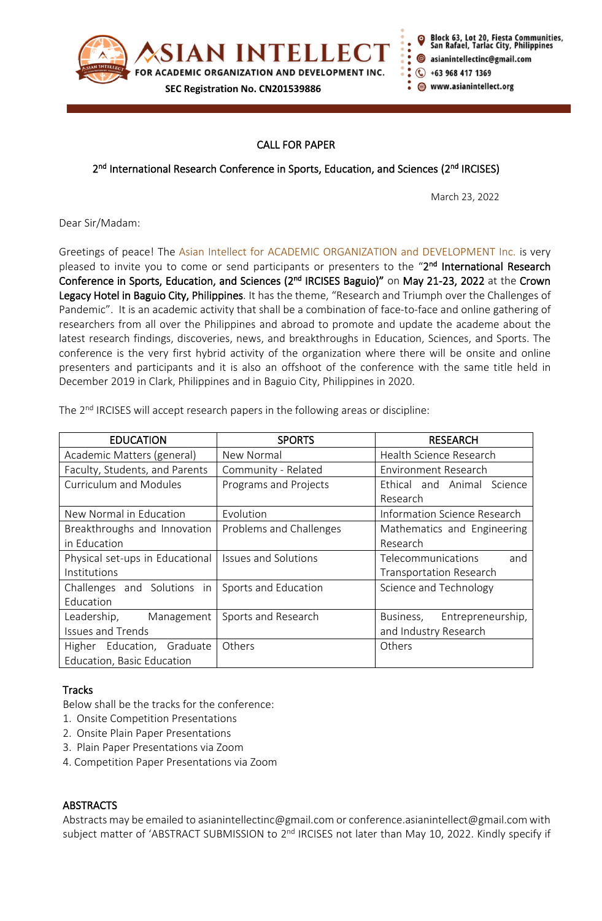ASIAN INTELLECT FOR ACADEMIC ORGANIZATION AND DEVELOPMENT INC.

SEC Registration No. CN201539886

Block 63, Lot 20, Fiesta Communities, San Rafael, Tarlac City, Philippines
asianintellectinc@gmail.com
+63 968 417 1369
www.asianintellect.org

CALL FOR PAPER

2nd International Research Conference in Sports, Education, and Sciences (2nd IRCISES)

March 23, 2022

Dear Sir/Madam:

Greetings of peace! The Asian Intellect for ACADEMIC ORGANIZATION and DEVELOPMENT Inc. is very pleased to invite you to come or send participants or presenters to the "**2nd International Research Conference in Sports, Education, and Sciences (2nd IRCISES Baguio)"** on **May 21-23, 2022** at the **Crown Legacy Hotel in Baguio City, Philippines**. It has the theme, "Research and Triumph over the Challenges of Pandemic". It is an academic activity that shall be a combination of face-to-face and online gathering of researchers from all over the Philippines and abroad to promote and update the academe about the latest research findings, discoveries, news, and breakthroughs in Education, Sciences, and Sports. The conference is the very first hybrid activity of the organization where there will be onsite and online presenters and participants and it is also an offshoot of the conference with the same title held in December 2019 in Clark, Philippines and in Baguio City, Philippines in 2020.

The 2nd IRCISES will accept research papers in the following areas or discipline:

| EDUCATION | SPORTS | RESEARCH |
|---|---|---|
| Academic Matters (general) | New Normal | Health Science Research |
| Faculty, Students, and Parents | Community - Related | Environment Research |
| Curriculum and Modules | Programs and Projects | Ethical and Animal Science Research |
| New Normal in Education | Evolution | Information Science Research |
| Breakthroughs and Innovation in Education | Problems and Challenges | Mathematics and Engineering Research |
| Physical set-ups in Educational Institutions | Issues and Solutions | Telecommunications and Transportation Research |
| Challenges and Solutions in Education | Sports and Education | Science and Technology |
| Leadership, Management Issues and Trends | Sports and Research | Business, Entrepreneurship, and Industry Research |
| Higher Education, Graduate Education, Basic Education | Others | Others |

## Tracks

Below shall be the tracks for the conference:

1. Onsite Competition Presentations
2. Onsite Plain Paper Presentations
3. Plain Paper Presentations via Zoom
4. Competition Paper Presentations via Zoom

## ABSTRACTS

Abstracts may be emailed to asianintellectinc@gmail.com or conference.asianintellect@gmail.com with subject matter of 'ABSTRACT SUBMISSION to 2nd IRCISES not later than May 10, 2022. Kindly specify if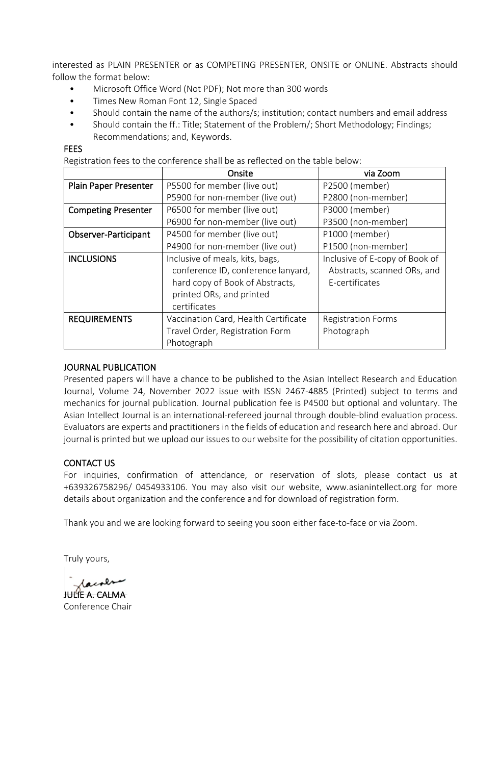interested as PLAIN PRESENTER or as COMPETING PRESENTER, ONSITE or ONLINE. Abstracts should follow the format below:

- Microsoft Office Word (Not PDF); Not more than 300 words
- Times New Roman Font 12, Single Spaced
- Should contain the name of the authors/s; institution; contact numbers and email address
- Should contain the ff.: Title; Statement of the Problem/; Short Methodology; Findings; Recommendations; and, Keywords.

## FEES

Registration fees to the conference shall be as reflected on the table below:

| | Onsite | via Zoom |
|---|---|---|
| Plain Paper Presenter | P5500 for member (live out)<br>P5900 for non-member (live out) | P2500 (member)<br>P2800 (non-member) |
| Competing Presenter | P6500 for member (live out)<br>P6900 for non-member (live out) | P3000 (member)<br>P3500 (non-member) |
| Observer-Participant | P4500 for member (live out)<br>P4900 for non-member (live out) | P1000 (member)<br>P1500 (non-member) |
| INCLUSIONS | Inclusive of meals, kits, bags, conference ID, conference lanyard, hard copy of Book of Abstracts, printed ORs, and printed certificates | Inclusive of E-copy of Book of Abstracts, scanned ORs, and E-certificates |
| REQUIREMENTS | Vaccination Card, Health Certificate<br>Travel Order, Registration Form<br>Photograph | Registration Forms<br>Photograph |

## JOURNAL PUBLICATION

Presented papers will have a chance to be published to the Asian Intellect Research and Education Journal, Volume 24, November 2022 issue with ISSN 2467-4885 (Printed) subject to terms and mechanics for journal publication. Journal publication fee is P4500 but optional and voluntary. The Asian Intellect Journal is an international-refereed journal through double-blind evaluation process. Evaluators are experts and practitioners in the fields of education and research here and abroad. Our journal is printed but we upload our issues to our website for the possibility of citation opportunities.

## CONTACT US

For inquiries, confirmation of attendance, or reservation of slots, please contact us at +639326758296/ 0454933106. You may also visit our website, www.asianintellect.org for more details about organization and the conference and for download of registration form.

Thank you and we are looking forward to seeing you soon either face-to-face or via Zoom.

Truly yours,

**JULIE A. CALMA**
Conference Chair